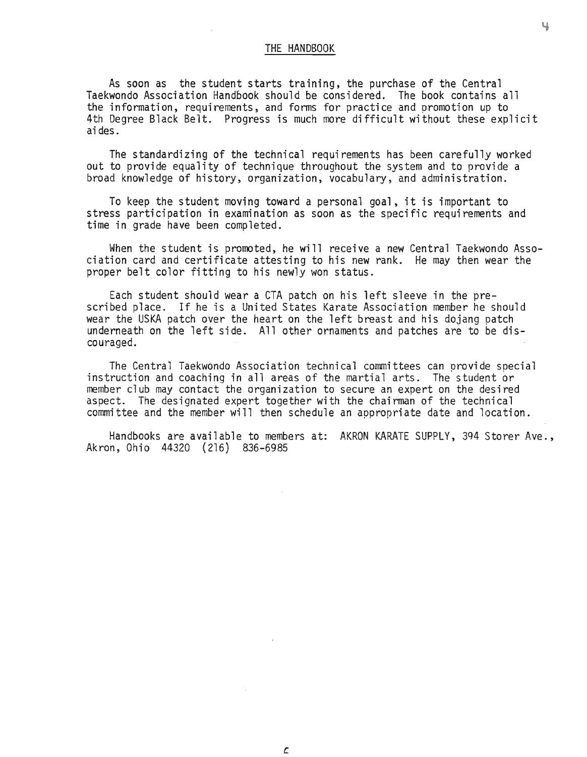## THE HANDBOOK

As soon as the student starts training, the purchase of the Central Taekwondo Association Handbook should be considered. The book contains all the information, requirements, and forms for practice and promotion up to 4th Degree Black Belt. Progress is much more difficult without these explicit aides.

The standardizing of the technical requirements has been carefully worked out to provide equality of technique throughout the system and to provide a broad knowledge of history, organization, vocabulary, and administration.

To keep the student moving toward a personal goal, it is important to stress participation in examination as soon as the specific requirements and time in grade have been completed.

When the student is promoted, he will receive a new Central Taekwondo Association card and certificate attesting to his new rank. He may then wear the proper belt color fitting to his newly won status.

Each student should wear a CTA patch on his left sleeve in the prescribed place. If he is a United States Karate Association member he should wear the USKA patch over the heart on the left breast and his dojang patch underneath on the left side. All other ornaments and patches are to be discouraged.

The Central Taekwondo Association technical committees can provide special instruction and coaching in all areas of the martial arts. The student or member club may contact the organization to secure an expert on the desired aspect. The designated expert together with the chairman of the technical committee and the member will then schedule an appropriate date and location.

Handbooks are available to members at: AKRON KARATE SUPPLY, 394 Storer Ave., Akron, Ohio 44320 (216) 836-6985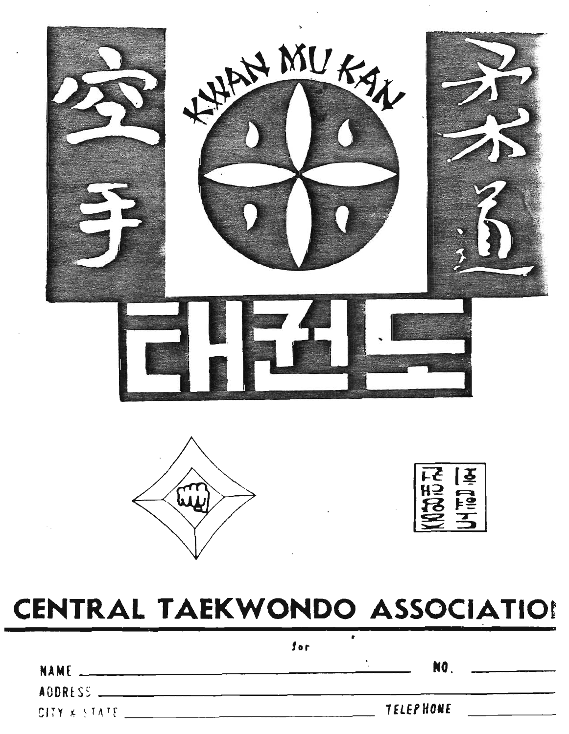空手

KWAN MU KAN

柔術道

태권도

# CENTRAL TAEKWONDO ASSOCIATIO

for

NAME ______________________________ NO. __________

ADDRESS ______________________________

CITY & STATE ______________________________ TELEPHONE __________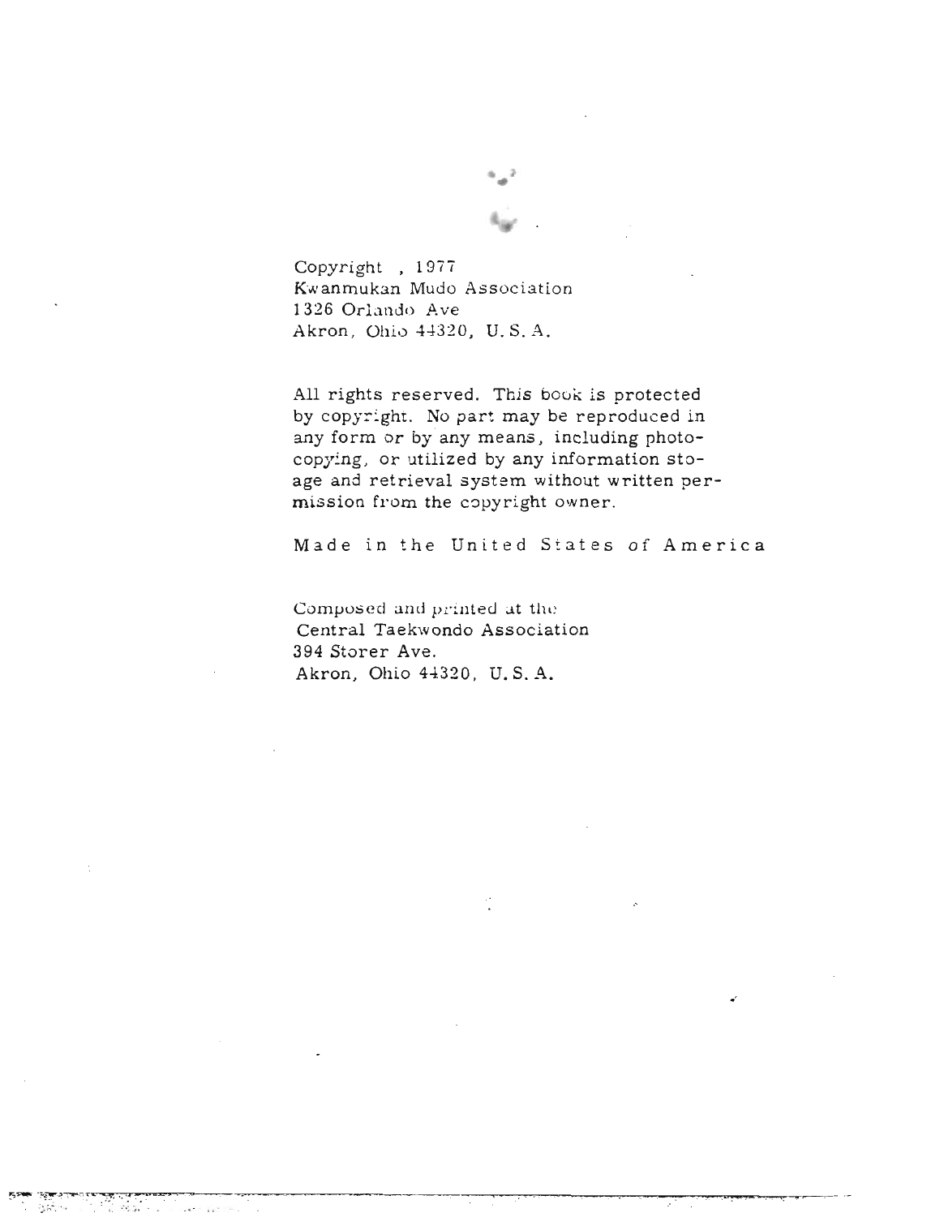Copyright , 1977
Kwanmukan Mudo Association
1326 Orlando Ave
Akron, Ohio 44320, U. S. A.

All rights reserved. This book is protected by copyright. No part may be reproduced in any form or by any means, including photocopying, or utilized by any information stoage and retrieval system without written permission from the copyright owner.

Made in the United States of America

Composed and printed at the
Central Taekwondo Association
394 Storer Ave.
Akron, Ohio 44320, U. S. A.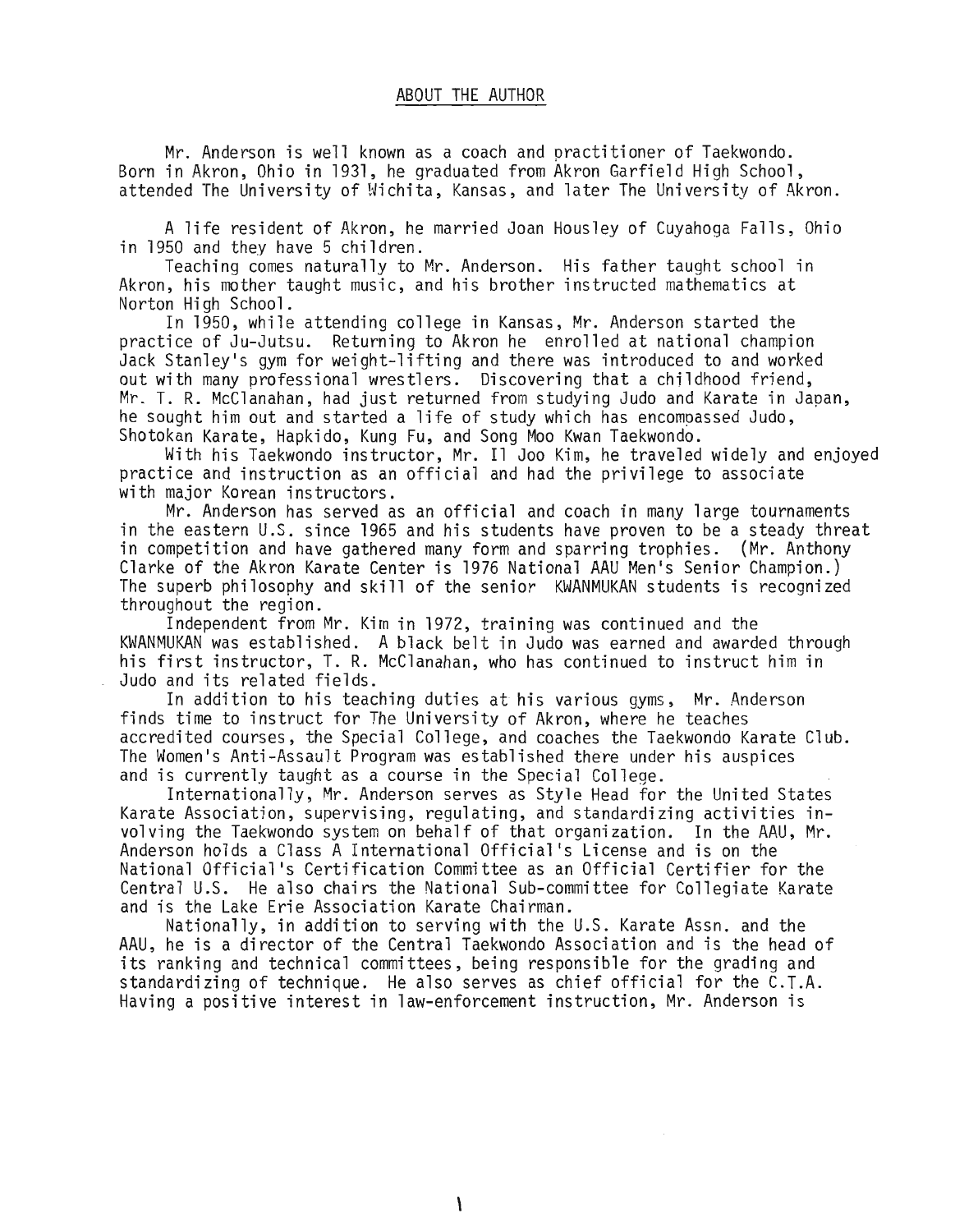## ABOUT THE AUTHOR

Mr. Anderson is well known as a coach and practitioner of Taekwondo. Born in Akron, Ohio in 1931, he graduated from Akron Garfield High School, attended The University of Wichita, Kansas, and later The University of Akron.

A life resident of Akron, he married Joan Housley of Cuyahoga Falls, Ohio in 1950 and they have 5 children.

Teaching comes naturally to Mr. Anderson. His father taught school in Akron, his mother taught music, and his brother instructed mathematics at Norton High School.

In 1950, while attending college in Kansas, Mr. Anderson started the practice of Ju-Jutsu. Returning to Akron he enrolled at national champion Jack Stanley's gym for weight-lifting and there was introduced to and worked out with many professional wrestlers. Discovering that a childhood friend, Mr. T. R. McClanahan, had just returned from studying Judo and Karate in Japan, he sought him out and started a life of study which has encompassed Judo, Shotokan Karate, Hapkido, Kung Fu, and Song Moo Kwan Taekwondo.

With his Taekwondo instructor, Mr. Il Joo Kim, he traveled widely and enjoyed practice and instruction as an official and had the privilege to associate with major Korean instructors.

Mr. Anderson has served as an official and coach in many large tournaments in the eastern U.S. since 1965 and his students have proven to be a steady threat in competition and have gathered many form and sparring trophies. (Mr. Anthony Clarke of the Akron Karate Center is 1976 National AAU Men's Senior Champion.) The superb philosophy and skill of the senior KWANMUKAN students is recognized throughout the region.

Independent from Mr. Kim in 1972, training was continued and the KWANMUKAN was established. A black belt in Judo was earned and awarded through his first instructor, T. R. McClanahan, who has continued to instruct him in Judo and its related fields.

In addition to his teaching duties at his various gyms, Mr. Anderson finds time to instruct for The University of Akron, where he teaches accredited courses, the Special College, and coaches the Taekwondo Karate Club. The Women's Anti-Assault Program was established there under his auspices and is currently taught as a course in the Special College.

Internationally, Mr. Anderson serves as Style Head for the United States Karate Association, supervising, regulating, and standardizing activities involving the Taekwondo system on behalf of that organization. In the AAU, Mr. Anderson holds a Class A International Official's License and is on the National Official's Certification Committee as an Official Certifier for the Central U.S. He also chairs the National Sub-committee for Collegiate Karate and is the Lake Erie Association Karate Chairman.

Nationally, in addition to serving with the U.S. Karate Assn. and the AAU, he is a director of the Central Taekwondo Association and is the head of its ranking and technical committees, being responsible for the grading and standardizing of technique. He also serves as chief official for the C.T.A. Having a positive interest in law-enforcement instruction, Mr. Anderson is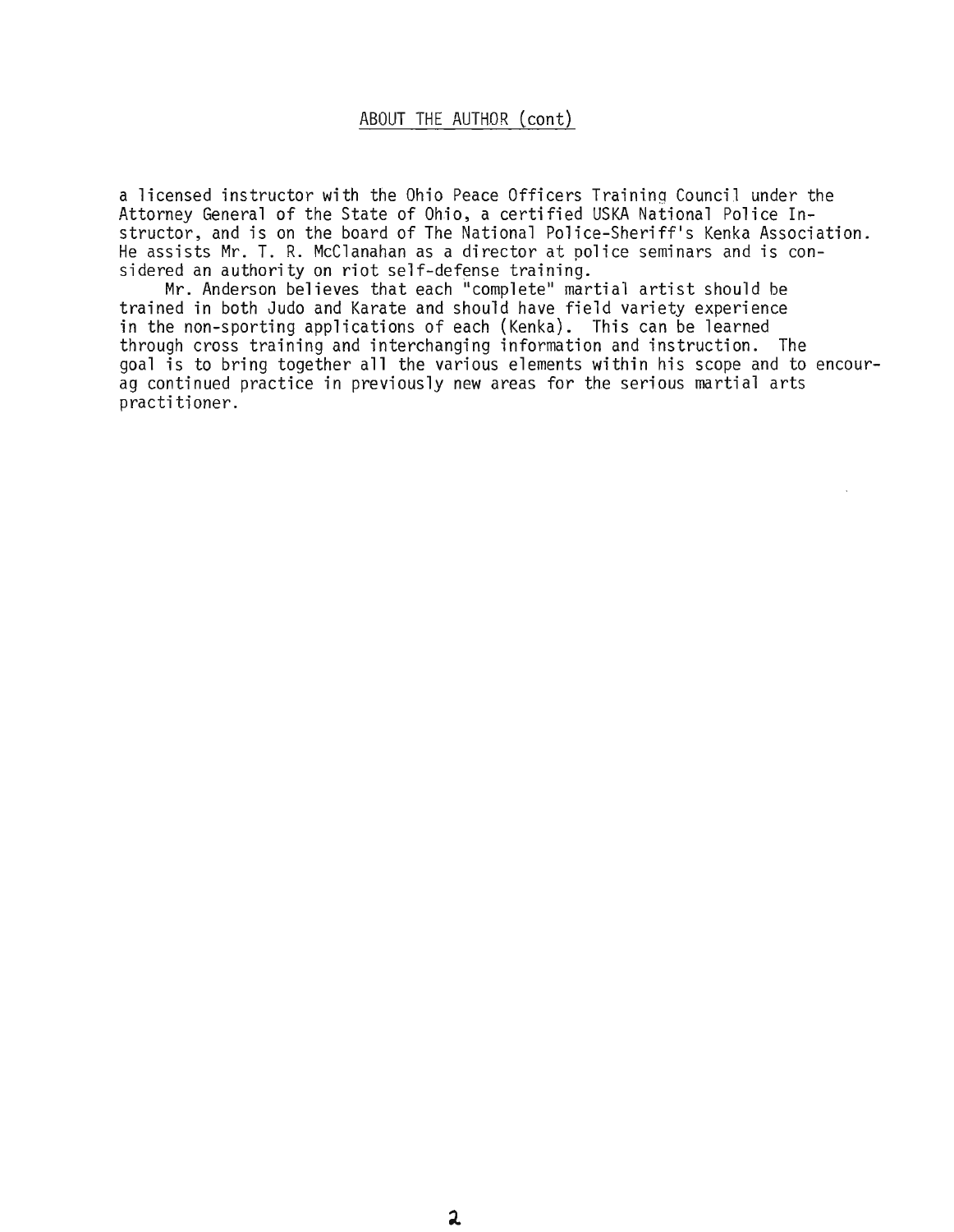## ABOUT THE AUTHOR (cont)

a licensed instructor with the Ohio Peace Officers Training Council under the Attorney General of the State of Ohio, a certified USKA National Police Instructor, and is on the board of The National Police-Sheriff's Kenka Association. He assists Mr. T. R. McClanahan as a director at police seminars and is considered an authority on riot self-defense training.

Mr. Anderson believes that each "complete" martial artist should be trained in both Judo and Karate and should have field variety experience in the non-sporting applications of each (Kenka). This can be learned through cross training and interchanging information and instruction. The goal is to bring together all the various elements within his scope and to encourag continued practice in previously new areas for the serious martial arts practitioner.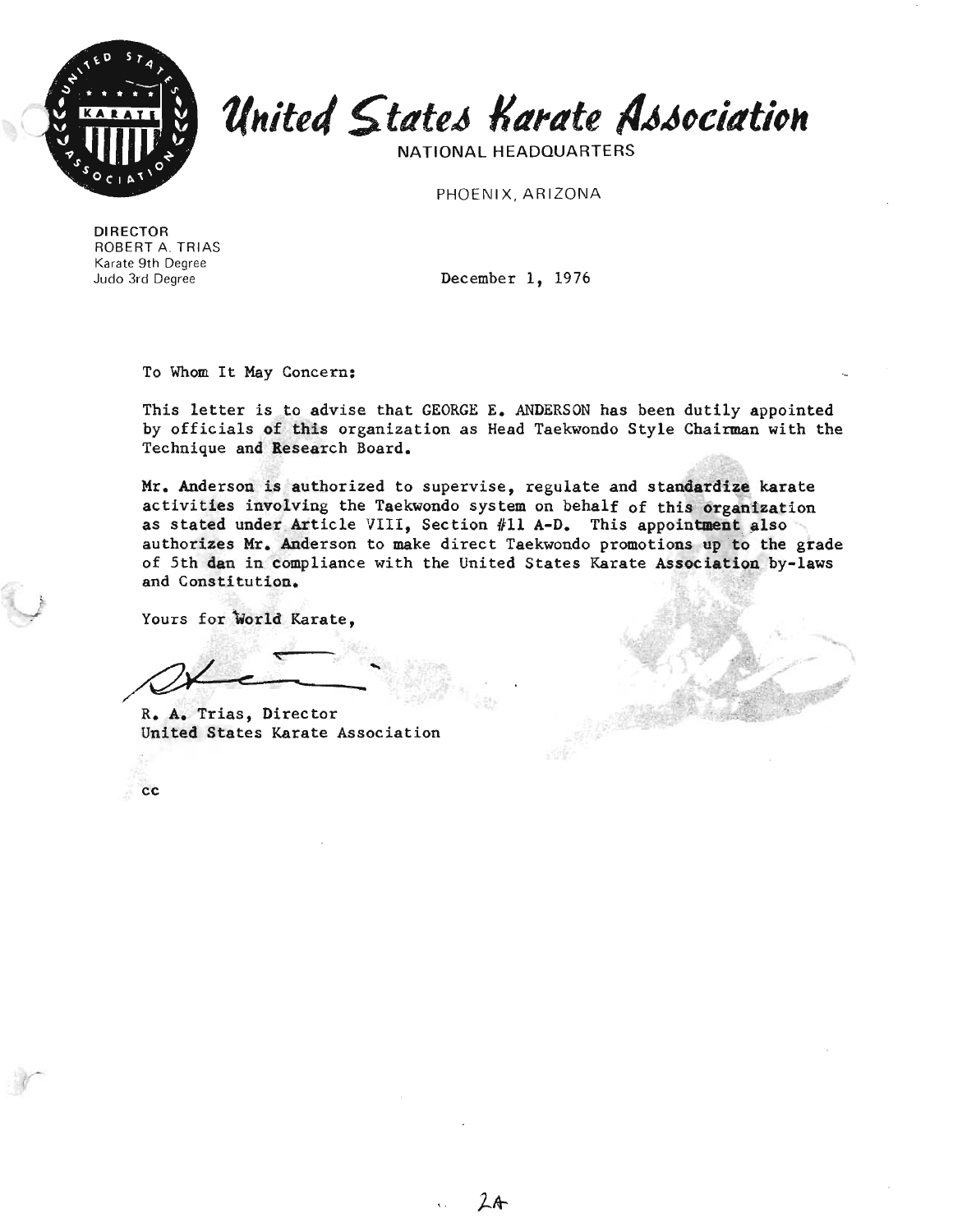# United States Karate Association

NATIONAL HEADQUARTERS

PHOENIX, ARIZONA

DIRECTOR
ROBERT A. TRIAS
Karate 9th Degree
Judo 3rd Degree

December 1, 1976

To Whom It May Concern:

This letter is to advise that GEORGE E. ANDERSON has been dutily appointed by officials of this organization as Head Taekwondo Style Chairman with the Technique and Research Board.

Mr. Anderson is authorized to supervise, regulate and standardize karate activities involving the Taekwondo system on behalf of this organization as stated under Article VIII, Section #11 A-D. This appointment also authorizes Mr. Anderson to make direct Taekwondo promotions up to the grade of 5th dan in compliance with the United States Karate Association by-laws and Constitution.

Yours for World Karate,

R. A. Trias, Director
United States Karate Association

cc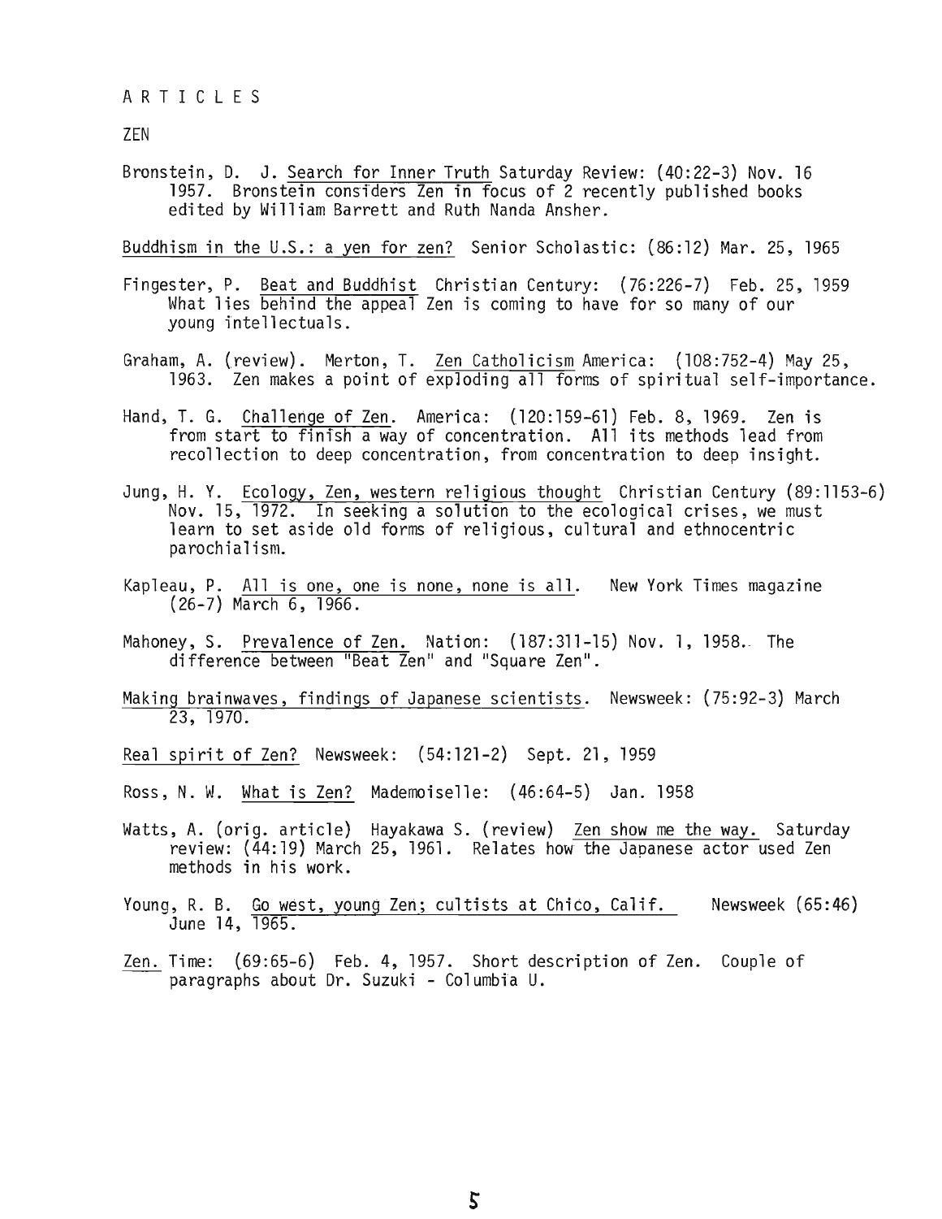A R T I C L E S

ZEN

Bronstein, D. J. Search for Inner Truth Saturday Review: (40:22-3) Nov. 16 1957. Bronstein considers Zen in focus of 2 recently published books edited by William Barrett and Ruth Nanda Ansher.

Buddhism in the U.S.: a yen for zen? Senior Scholastic: (86:12) Mar. 25, 1965

Fingester, P. Beat and Buddhist Christian Century: (76:226-7) Feb. 25, 1959 What lies behind the appeal Zen is coming to have for so many of our young intellectuals.

Graham, A. (review). Merton, T. Zen Catholicism America: (108:752-4) May 25, 1963. Zen makes a point of exploding all forms of spiritual self-importance.

Hand, T. G. Challenge of Zen. America: (120:159-61) Feb. 8, 1969. Zen is from start to finish a way of concentration. All its methods lead from recollection to deep concentration, from concentration to deep insight.

Jung, H. Y. Ecology, Zen, western religious thought Christian Century (89:1153-6) Nov. 15, 1972. In seeking a solution to the ecological crises, we must learn to set aside old forms of religious, cultural and ethnocentric parochialism.

Kapleau, P. All is one, one is none, none is all. New York Times magazine (26-7) March 6, 1966.

Mahoney, S. Prevalence of Zen. Nation: (187:311-15) Nov. 1, 1958. The difference between "Beat Zen" and "Square Zen".

Making brainwaves, findings of Japanese scientists. Newsweek: (75:92-3) March 23, 1970.

Real spirit of Zen? Newsweek: (54:121-2) Sept. 21, 1959

Ross, N. W. What is Zen? Mademoiselle: (46:64-5) Jan. 1958

Watts, A. (orig. article) Hayakawa S. (review) Zen show me the way. Saturday review: (44:19) March 25, 1961. Relates how the Japanese actor used Zen methods in his work.

Young, R. B. Go west, young Zen; cultists at Chico, Calif. Newsweek (65:46) June 14, 1965.

Zen. Time: (69:65-6) Feb. 4, 1957. Short description of Zen. Couple of paragraphs about Dr. Suzuki - Columbia U.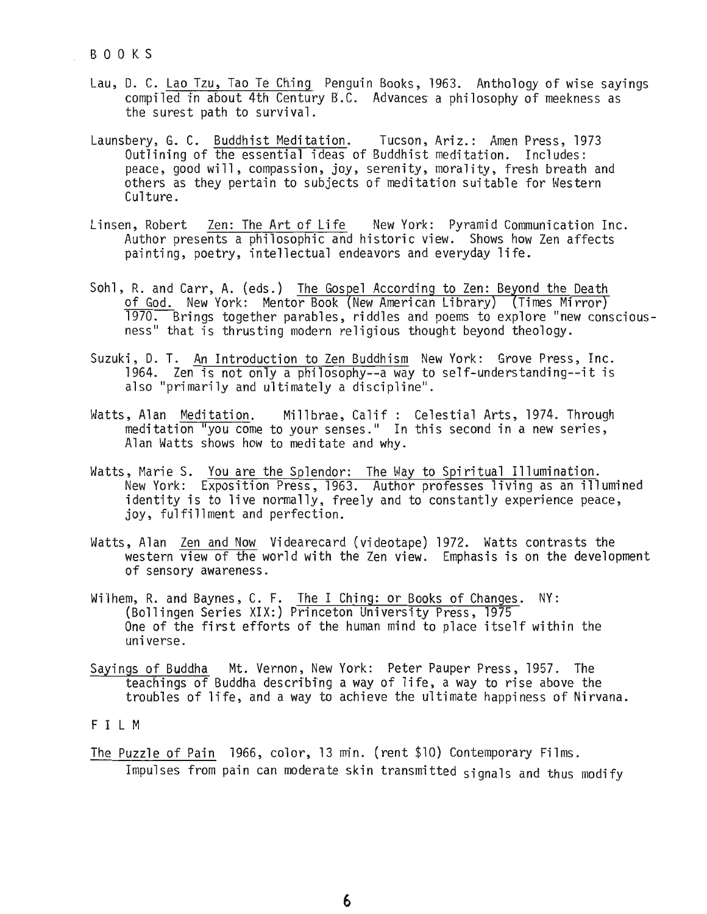## BOOKS

Lau, D. C. Lao Tzu, Tao Te Ching Penguin Books, 1963. Anthology of wise sayings compiled in about 4th Century B.C. Advances a philosophy of meekness as the surest path to survival.

Launsbery, G. C. Buddhist Meditation. Tucson, Ariz.: Amen Press, 1973 Outlining of the essential ideas of Buddhist meditation. Includes: peace, good will, compassion, joy, serenity, morality, fresh breath and others as they pertain to subjects of meditation suitable for Western Culture.

Linsen, Robert Zen: The Art of Life New York: Pyramid Communication Inc. Author presents a philosophic and historic view. Shows how Zen affects painting, poetry, intellectual endeavors and everyday life.

Sohl, R. and Carr, A. (eds.) The Gospel According to Zen: Beyond the Death of God. New York: Mentor Book (New American Library) (Times Mirror) 1970. Brings together parables, riddles and poems to explore "new consciousness" that is thrusting modern religious thought beyond theology.

Suzuki, D. T. An Introduction to Zen Buddhism New York: Grove Press, Inc. 1964. Zen is not only a philosophy--a way to self-understanding--it is also "primarily and ultimately a discipline".

Watts, Alan Meditation. Millbrae, Calif : Celestial Arts, 1974. Through meditation "you come to your senses." In this second in a new series, Alan Watts shows how to meditate and why.

Watts, Marie S. You are the Splendor: The Way to Spiritual Illumination. New York: Exposition Press, 1963. Author professes living as an illumined identity is to live normally, freely and to constantly experience peace, joy, fulfillment and perfection.

Watts, Alan Zen and Now Videarecard (videotape) 1972. Watts contrasts the western view of the world with the Zen view. Emphasis is on the development of sensory awareness.

Wilhem, R. and Baynes, C. F. The I Ching: or Books of Changes. NY: (Bollingen Series XIX:) Princeton University Press, 1975 One of the first efforts of the human mind to place itself within the universe.

Sayings of Buddha Mt. Vernon, New York: Peter Pauper Press, 1957. The teachings of Buddha describing a way of life, a way to rise above the troubles of life, and a way to achieve the ultimate happiness of Nirvana.

## FILM

The Puzzle of Pain 1966, color, 13 min. (rent $10) Contemporary Films. Impulses from pain can moderate skin transmitted signals and thus modify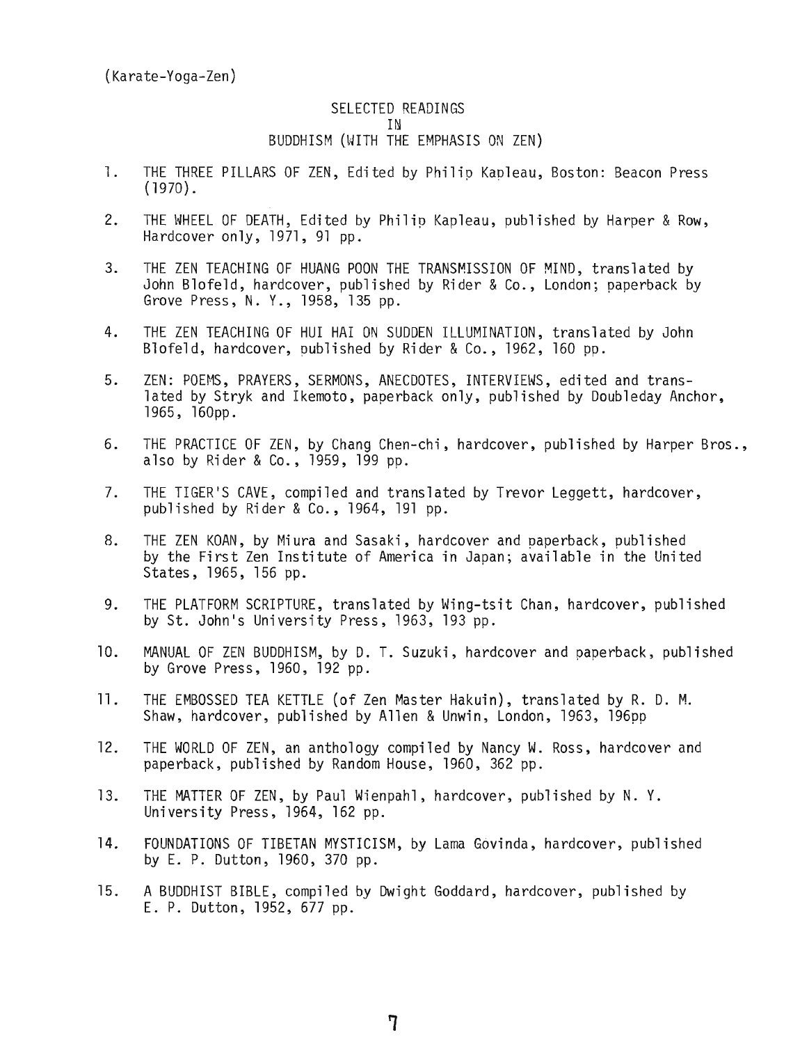(Karate-Yoga-Zen)

# SELECTED READINGS IN BUDDHISM (WITH THE EMPHASIS ON ZEN)

1. THE THREE PILLARS OF ZEN, Edited by Philip Kapleau, Boston: Beacon Press (1970).

2. THE WHEEL OF DEATH, Edited by Philip Kapleau, published by Harper & Row, Hardcover only, 1971, 91 pp.

3. THE ZEN TEACHING OF HUANG POON THE TRANSMISSION OF MIND, translated by John Blofeld, hardcover, published by Rider & Co., London; paperback by Grove Press, N. Y., 1958, 135 pp.

4. THE ZEN TEACHING OF HUI HAI ON SUDDEN ILLUMINATION, translated by John Blofeld, hardcover, published by Rider & Co., 1962, 160 pp.

5. ZEN: POEMS, PRAYERS, SERMONS, ANECDOTES, INTERVIEWS, edited and translated by Stryk and Ikemoto, paperback only, published by Doubleday Anchor, 1965, 160pp.

6. THE PRACTICE OF ZEN, by Chang Chen-chi, hardcover, published by Harper Bros., also by Rider & Co., 1959, 199 pp.

7. THE TIGER'S CAVE, compiled and translated by Trevor Leggett, hardcover, published by Rider & Co., 1964, 191 pp.

8. THE ZEN KOAN, by Miura and Sasaki, hardcover and paperback, published by the First Zen Institute of America in Japan; available in the United States, 1965, 156 pp.

9. THE PLATFORM SCRIPTURE, translated by Wing-tsit Chan, hardcover, published by St. John's University Press, 1963, 193 pp.

10. MANUAL OF ZEN BUDDHISM, by D. T. Suzuki, hardcover and paperback, published by Grove Press, 1960, 192 pp.

11. THE EMBOSSED TEA KETTLE (of Zen Master Hakuin), translated by R. D. M. Shaw, hardcover, published by Allen & Unwin, London, 1963, 196pp

12. THE WORLD OF ZEN, an anthology compiled by Nancy W. Ross, hardcover and paperback, published by Random House, 1960, 362 pp.

13. THE MATTER OF ZEN, by Paul Wienpahl, hardcover, published by N. Y. University Press, 1964, 162 pp.

14. FOUNDATIONS OF TIBETAN MYSTICISM, by Lama Govinda, hardcover, published by E. P. Dutton, 1960, 370 pp.

15. A BUDDHIST BIBLE, compiled by Dwight Goddard, hardcover, published by E. P. Dutton, 1952, 677 pp.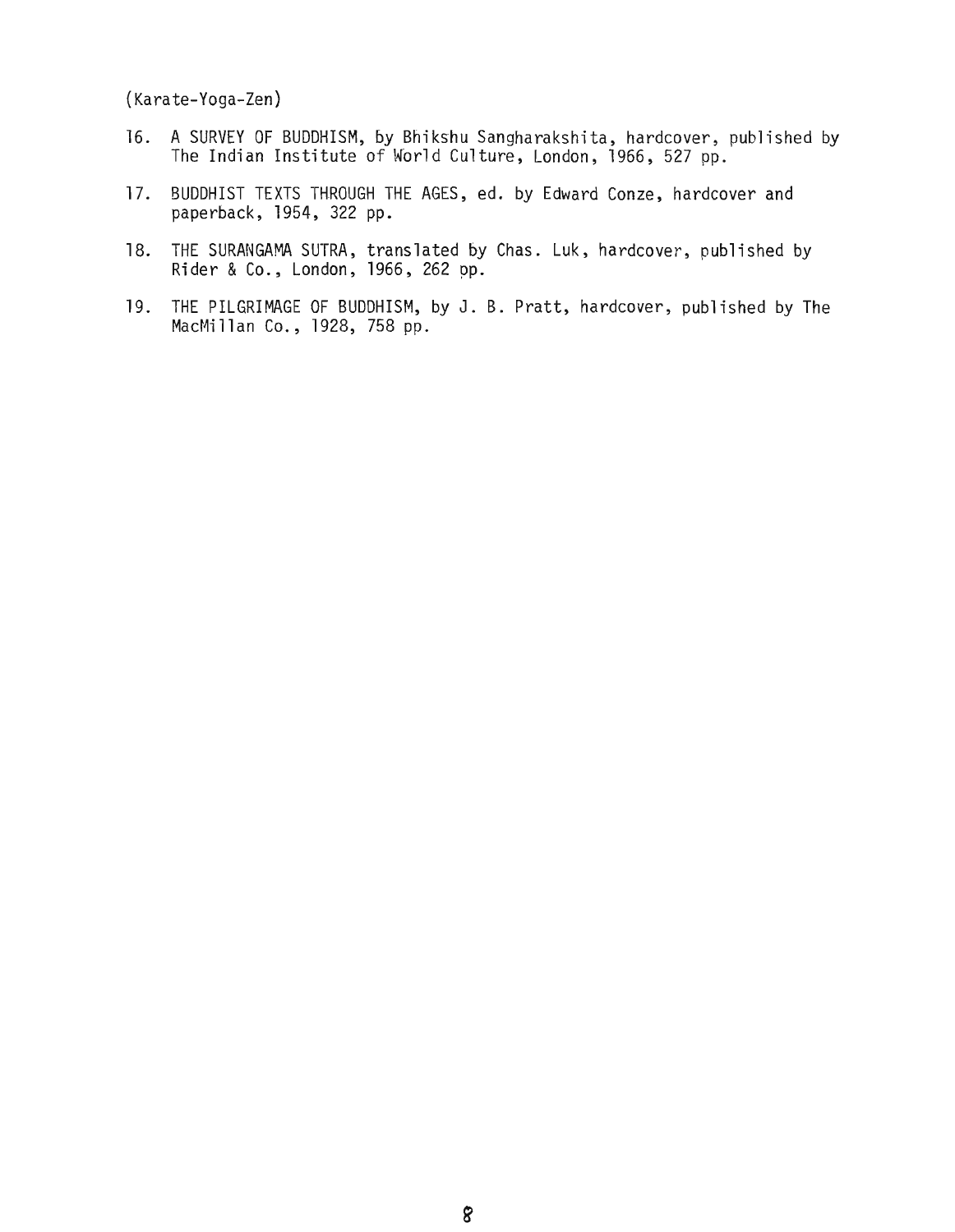(Karate-Yoga-Zen)

16. A SURVEY OF BUDDHISM, by Bhikshu Sangharakshita, hardcover, published by The Indian Institute of World Culture, London, 1966, 527 pp.

17. BUDDHIST TEXTS THROUGH THE AGES, ed. by Edward Conze, hardcover and paperback, 1954, 322 pp.

18. THE SURANGAMA SUTRA, translated by Chas. Luk, hardcover, published by Rider & Co., London, 1966, 262 pp.

19. THE PILGRIMAGE OF BUDDHISM, by J. B. Pratt, hardcover, published by The MacMillan Co., 1928, 758 pp.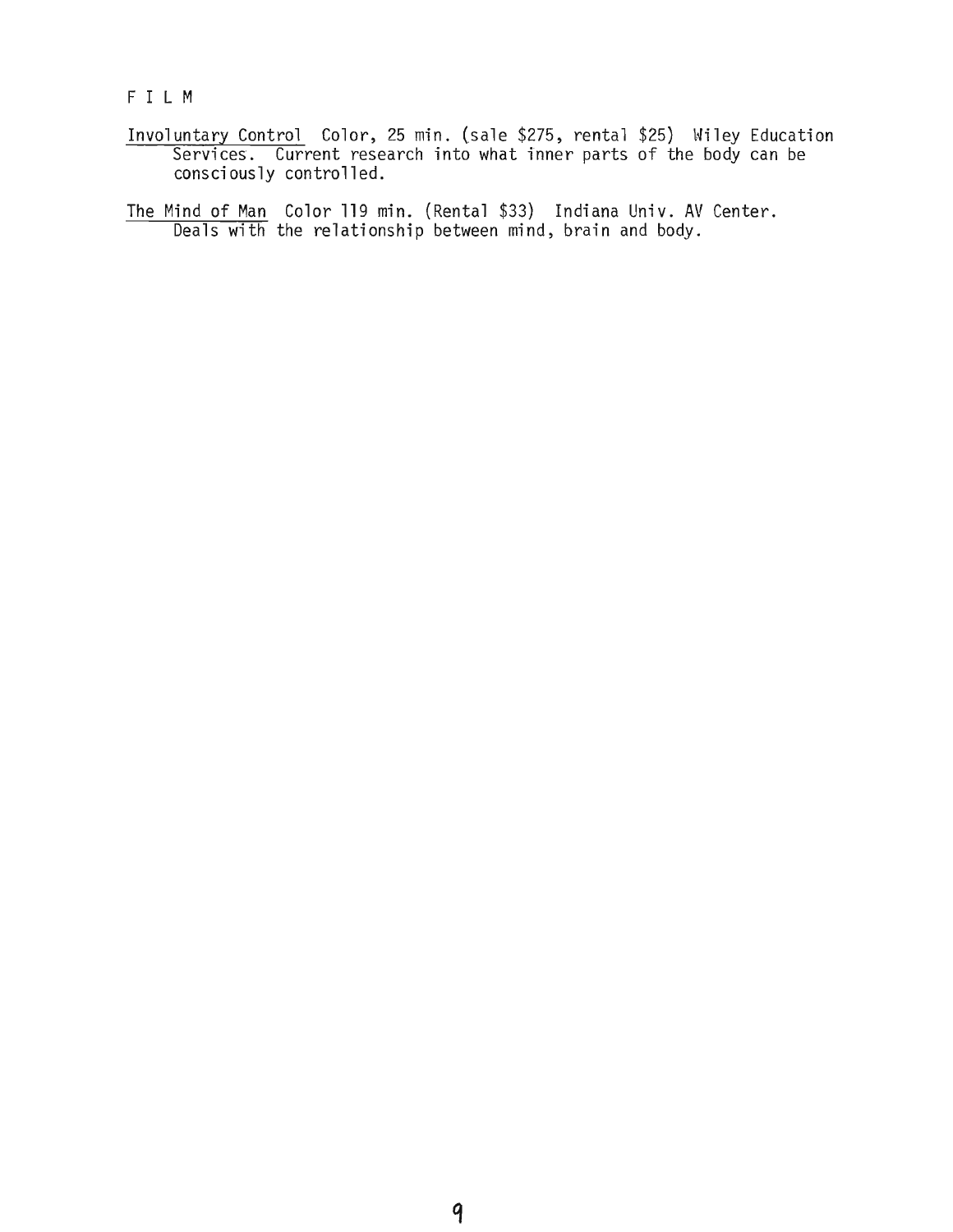F I L M

Involuntary Control Color, 25 min. (sale $275, rental $25) Wiley Education Services. Current research into what inner parts of the body can be consciously controlled.

The Mind of Man Color 119 min. (Rental $33) Indiana Univ. AV Center. Deals with the relationship between mind, brain and body.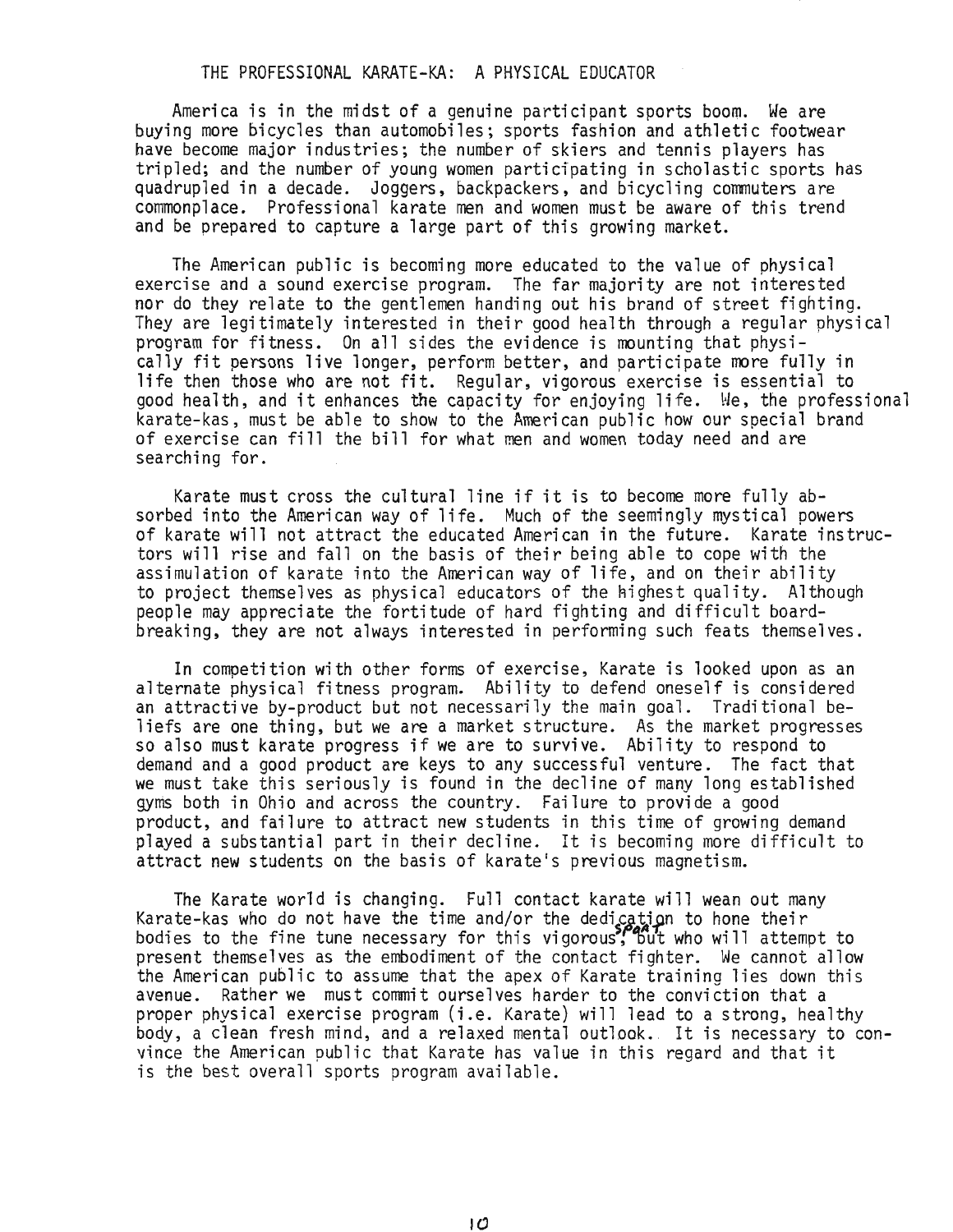# THE PROFESSIONAL KARATE-KA: A PHYSICAL EDUCATOR

America is in the midst of a genuine participant sports boom. We are buying more bicycles than automobiles; sports fashion and athletic footwear have become major industries; the number of skiers and tennis players has tripled; and the number of young women participating in scholastic sports has quadrupled in a decade. Joggers, backpackers, and bicycling commuters are commonplace. Professional karate men and women must be aware of this trend and be prepared to capture a large part of this growing market.

The American public is becoming more educated to the value of physical exercise and a sound exercise program. The far majority are not interested nor do they relate to the gentlemen handing out his brand of street fighting. They are legitimately interested in their good health through a regular physical program for fitness. On all sides the evidence is mounting that physically fit persons live longer, perform better, and participate more fully in life then those who are not fit. Regular, vigorous exercise is essential to good health, and it enhances the capacity for enjoying life. We, the professional karate-kas, must be able to show to the American public how our special brand of exercise can fill the bill for what men and women today need and are searching for.

Karate must cross the cultural line if it is to become more fully absorbed into the American way of life. Much of the seemingly mystical powers of karate will not attract the educated American in the future. Karate instructors will rise and fall on the basis of their being able to cope with the assimulation of karate into the American way of life, and on their ability to project themselves as physical educators of the highest quality. Although people may appreciate the fortitude of hard fighting and difficult board-breaking, they are not always interested in performing such feats themselves.

In competition with other forms of exercise, Karate is looked upon as an alternate physical fitness program. Ability to defend oneself is considered an attractive by-product but not necessarily the main goal. Traditional beliefs are one thing, but we are a market structure. As the market progresses so also must karate progress if we are to survive. Ability to respond to demand and a good product are keys to any successful venture. The fact that we must take this seriously is found in the decline of many long established gyms both in Ohio and across the country. Failure to provide a good product, and failure to attract new students in this time of growing demand played a substantial part in their decline. It is becoming more difficult to attract new students on the basis of karate's previous magnetism.

The Karate world is changing. Full contact karate will wean out many Karate-kas who do not have the time and/or the dedication to hone their bodies to the fine tune necessary for this vigorous sport, but who will attempt to present themselves as the embodiment of the contact fighter. We cannot allow the American public to assume that the apex of Karate training lies down this avenue. Rather we must commit ourselves harder to the conviction that a proper physical exercise program (i.e. Karate) will lead to a strong, healthy body, a clean fresh mind, and a relaxed mental outlook. It is necessary to convince the American public that Karate has value in this regard and that it is the best overall sports program available.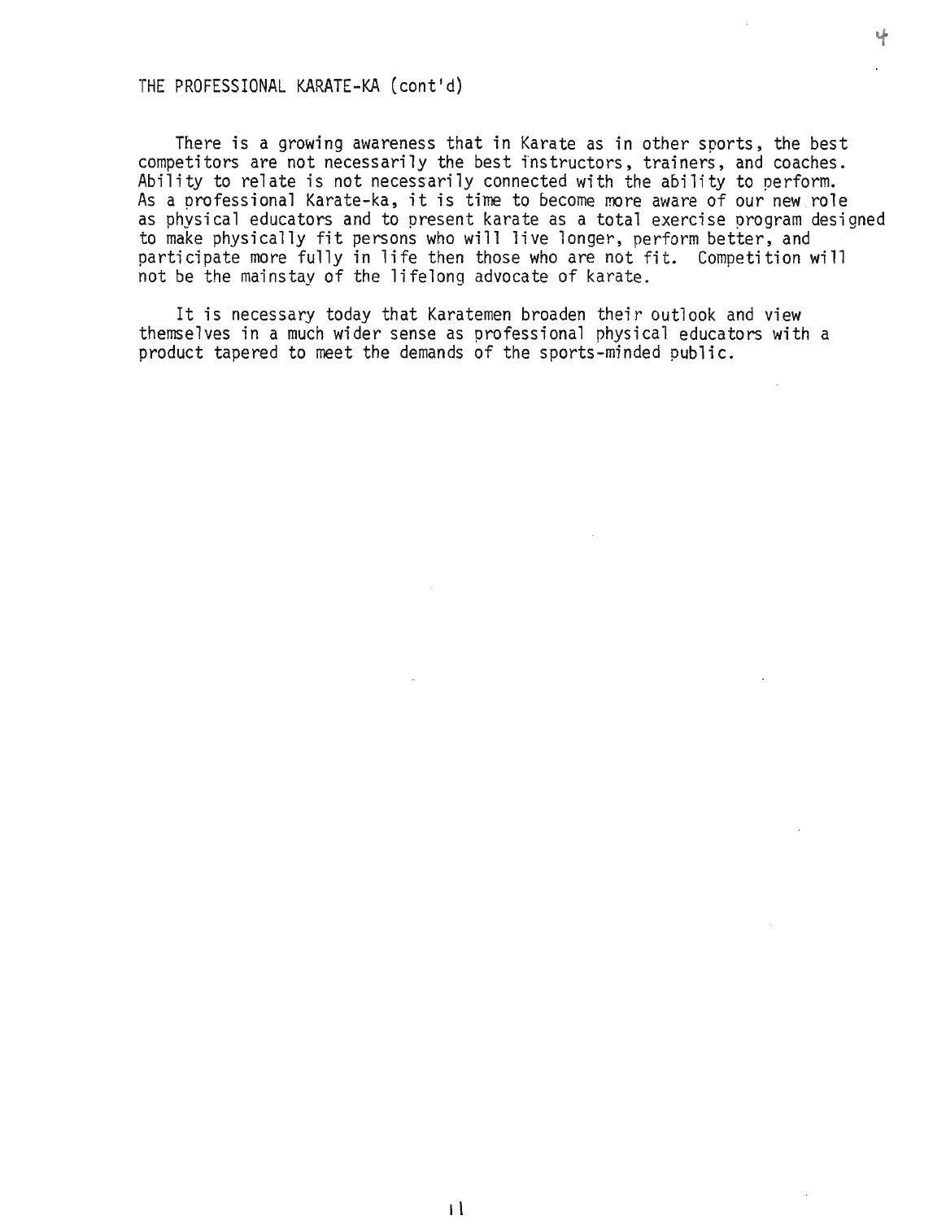THE PROFESSIONAL KARATE-KA (cont'd)

There is a growing awareness that in Karate as in other sports, the best competitors are not necessarily the best instructors, trainers, and coaches. Ability to relate is not necessarily connected with the ability to perform. As a professional Karate-ka, it is time to become more aware of our new role as physical educators and to present karate as a total exercise program designed to make physically fit persons who will live longer, perform better, and participate more fully in life then those who are not fit. Competition will not be the mainstay of the lifelong advocate of karate.

It is necessary today that Karatemen broaden their outlook and view themselves in a much wider sense as professional physical educators with a product tapered to meet the demands of the sports-minded public.